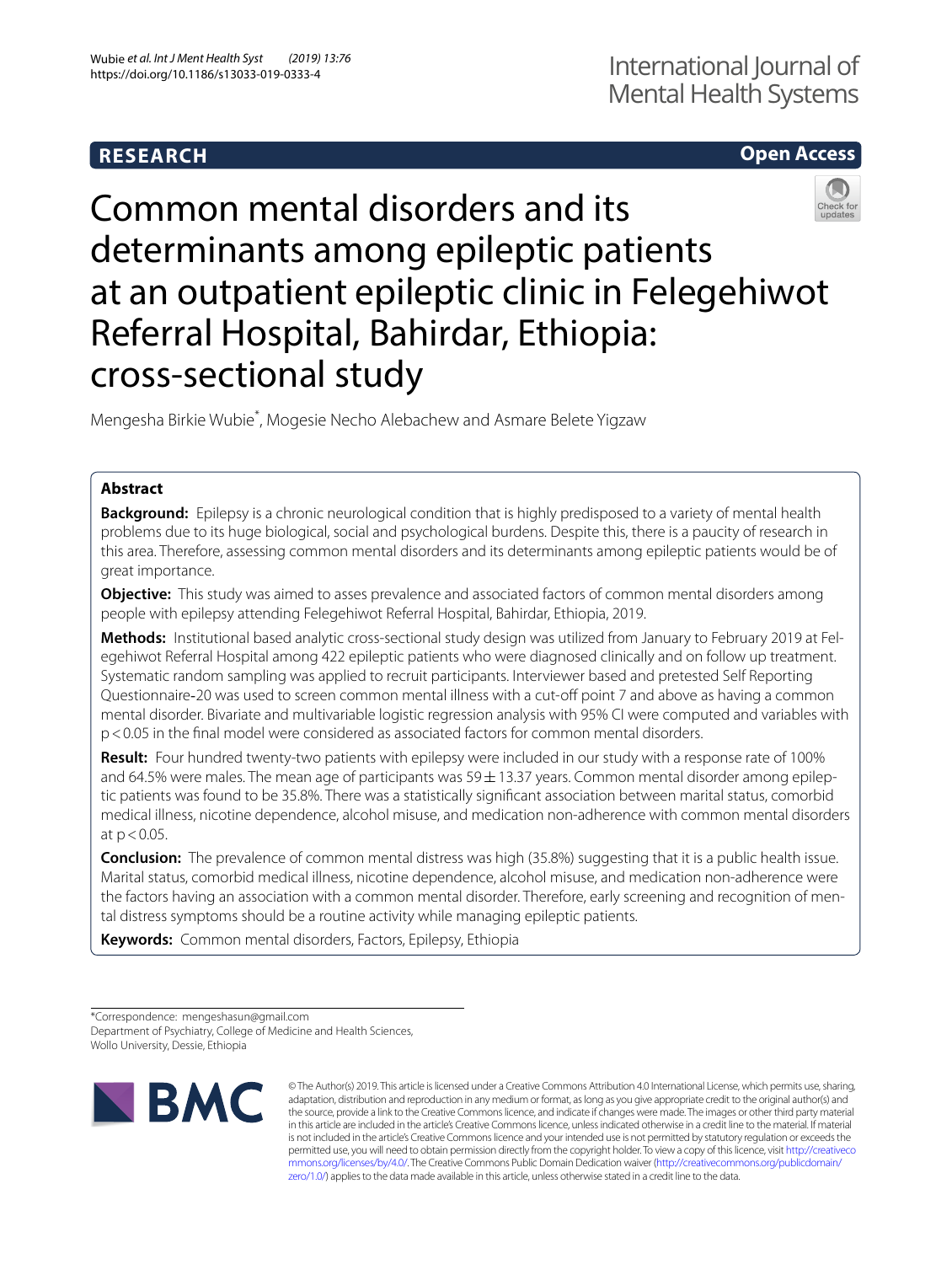RESEARCH

Open Access

# Common mental disorders and its determinants among epileptic patients at an outpatient epileptic clinic in Felegehiwot Referral Hospital, Bahirdar, Ethiopia: cross-sectional study

Mengesha Birkie Wubie*, Mogesie Necho Alebachew and Asmare Belete Yigzaw

## Abstract

**Background:** Epilepsy is a chronic neurological condition that is highly predisposed to a variety of mental health problems due to its huge biological, social and psychological burdens. Despite this, there is a paucity of research in this area. Therefore, assessing common mental disorders and its determinants among epileptic patients would be of great importance.

**Objective:** This study was aimed to asses prevalence and associated factors of common mental disorders among people with epilepsy attending Felegehiwot Referral Hospital, Bahirdar, Ethiopia, 2019.

**Methods:** Institutional based analytic cross-sectional study design was utilized from January to February 2019 at Felegehiwot Referral Hospital among 422 epileptic patients who were diagnosed clinically and on follow up treatment. Systematic random sampling was applied to recruit participants. Interviewer based and pretested Self Reporting Questionnaire-20 was used to screen common mental illness with a cut-off point 7 and above as having a common mental disorder. Bivariate and multivariable logistic regression analysis with 95% CI were computed and variables with $p < 0.05$ in the final model were considered as associated factors for common mental disorders.

**Result:** Four hundred twenty-two patients with epilepsy were included in our study with a response rate of 100% and 64.5% were males. The mean age of participants was $59 \pm 13.37$ years. Common mental disorder among epileptic patients was found to be 35.8%. There was a statistically significant association between marital status, comorbid medical illness, nicotine dependence, alcohol misuse, and medication non-adherence with common mental disorders at $p < 0.05$.

**Conclusion:** The prevalence of common mental distress was high (35.8%) suggesting that it is a public health issue. Marital status, comorbid medical illness, nicotine dependence, alcohol misuse, and medication non-adherence were the factors having an association with a common mental disorder. Therefore, early screening and recognition of mental distress symptoms should be a routine activity while managing epileptic patients.

**Keywords:** Common mental disorders, Factors, Epilepsy, Ethiopia

*Correspondence: mengeshasun@gmail.com
Department of Psychiatry, College of Medicine and Health Sciences, Wollo University, Dessie, Ethiopia

© The Author(s) 2019. This article is licensed under a Creative Commons Attribution 4.0 International License, which permits use, sharing, adaptation, distribution and reproduction in any medium or format, as long as you give appropriate credit to the original author(s) and the source, provide a link to the Creative Commons licence, and indicate if changes were made. The images or other third party material in this article are included in the article's Creative Commons licence, unless indicated otherwise in a credit line to the material. If material is not included in the article's Creative Commons licence and your intended use is not permitted by statutory regulation or exceeds the permitted use, you will need to obtain permission directly from the copyright holder. To view a copy of this licence, visit http://creativecommons.org/licenses/by/4.0/. The Creative Commons Public Domain Dedication waiver (http://creativecommons.org/publicdomain/zero/1.0/) applies to the data made available in this article, unless otherwise stated in a credit line to the data.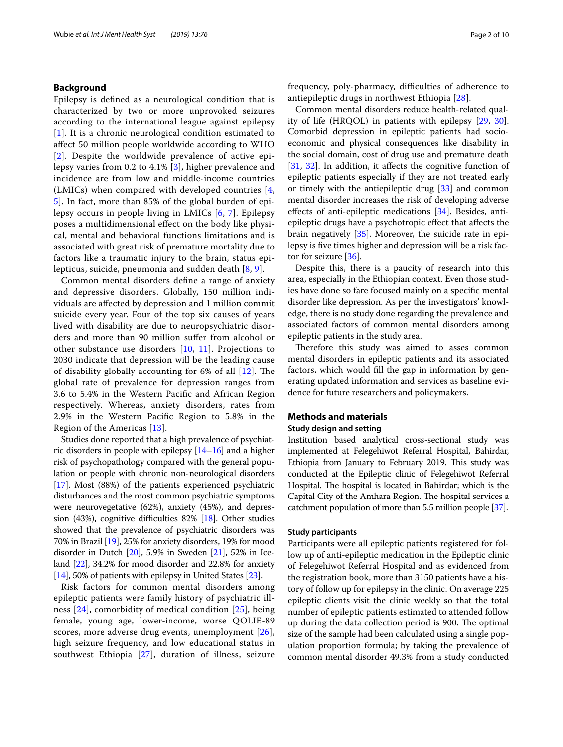## Background

Epilepsy is defined as a neurological condition that is characterized by two or more unprovoked seizures according to the international league against epilepsy [1]. It is a chronic neurological condition estimated to affect 50 million people worldwide according to WHO [2]. Despite the worldwide prevalence of active epilepsy varies from 0.2 to 4.1% [3], higher prevalence and incidence are from low and middle-income countries (LMICs) when compared with developed countries [4, 5]. In fact, more than 85% of the global burden of epilepsy occurs in people living in LMICs [6, 7]. Epilepsy poses a multidimensional effect on the body like physical, mental and behavioral functions limitations and is associated with great risk of premature mortality due to factors like a traumatic injury to the brain, status epilepticus, suicide, pneumonia and sudden death [8, 9].

Common mental disorders define a range of anxiety and depressive disorders. Globally, 150 million individuals are affected by depression and 1 million commit suicide every year. Four of the top six causes of years lived with disability are due to neuropsychiatric disorders and more than 90 million suffer from alcohol or other substance use disorders [10, 11]. Projections to 2030 indicate that depression will be the leading cause of disability globally accounting for 6% of all [12]. The global rate of prevalence for depression ranges from 3.6 to 5.4% in the Western Pacific and African Region respectively. Whereas, anxiety disorders, rates from 2.9% in the Western Pacific Region to 5.8% in the Region of the Americas [13].

Studies done reported that a high prevalence of psychiatric disorders in people with epilepsy [14–16] and a higher risk of psychopathology compared with the general population or people with chronic non-neurological disorders [17]. Most (88%) of the patients experienced psychiatric disturbances and the most common psychiatric symptoms were neurovegetative (62%), anxiety (45%), and depression (43%), cognitive difficulties 82% [18]. Other studies showed that the prevalence of psychiatric disorders was 70% in Brazil [19], 25% for anxiety disorders, 19% for mood disorder in Dutch [20], 5.9% in Sweden [21], 52% in Iceland [22], 34.2% for mood disorder and 22.8% for anxiety [14], 50% of patients with epilepsy in United States [23].

Risk factors for common mental disorders among epileptic patients were family history of psychiatric illness [24], comorbidity of medical condition [25], being female, young age, lower-income, worse QOLIE-89 scores, more adverse drug events, unemployment [26], high seizure frequency, and low educational status in southwest Ethiopia [27], duration of illness, seizure frequency, poly-pharmacy, difficulties of adherence to antiepileptic drugs in northwest Ethiopia [28].

Common mental disorders reduce health-related quality of life (HRQOL) in patients with epilepsy [29, 30]. Comorbid depression in epileptic patients had socio-economic and physical consequences like disability in the social domain, cost of drug use and premature death [31, 32]. In addition, it affects the cognitive function of epileptic patients especially if they are not treated early or timely with the antiepileptic drug [33] and common mental disorder increases the risk of developing adverse effects of anti-epileptic medications [34]. Besides, anti-epileptic drugs have a psychotropic effect that affects the brain negatively [35]. Moreover, the suicide rate in epilepsy is five times higher and depression will be a risk factor for seizure [36].

Despite this, there is a paucity of research into this area, especially in the Ethiopian context. Even those studies have done so fare focused mainly on a specific mental disorder like depression. As per the investigators' knowledge, there is no study done regarding the prevalence and associated factors of common mental disorders among epileptic patients in the study area.

Therefore this study was aimed to asses common mental disorders in epileptic patients and its associated factors, which would fill the gap in information by generating updated information and services as baseline evidence for future researchers and policymakers.

## Methods and materials

### Study design and setting

Institution based analytical cross-sectional study was implemented at Felegehiwot Referral Hospital, Bahirdar, Ethiopia from January to February 2019. This study was conducted at the Epileptic clinic of Felegehiwot Referral Hospital. The hospital is located in Bahirdar; which is the Capital City of the Amhara Region. The hospital services a catchment population of more than 5.5 million people [37].

### Study participants

Participants were all epileptic patients registered for follow up of anti-epileptic medication in the Epileptic clinic of Felegehiwot Referral Hospital and as evidenced from the registration book, more than 3150 patients have a history of follow up for epilepsy in the clinic. On average 225 epileptic clients visit the clinic weekly so that the total number of epileptic patients estimated to attended follow up during the data collection period is 900. The optimal size of the sample had been calculated using a single population proportion formula; by taking the prevalence of common mental disorder 49.3% from a study conducted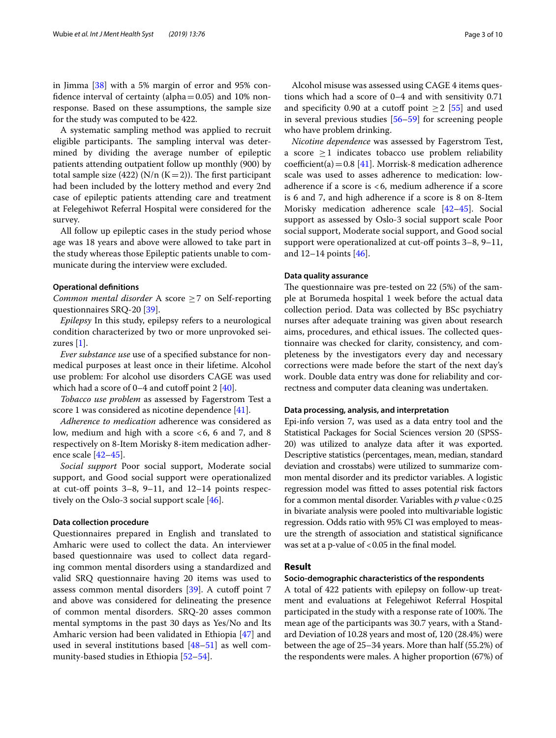in Jimma [38] with a 5% margin of error and 95% confidence interval of certainty (alpha = 0.05) and 10% nonresponse. Based on these assumptions, the sample size for the study was computed to be 422.

A systematic sampling method was applied to recruit eligible participants. The sampling interval was determined by dividing the average number of epileptic patients attending outpatient follow up monthly (900) by total sample size (422) (N/n (K = 2)). The first participant had been included by the lottery method and every 2nd case of epileptic patients attending care and treatment at Felegehiwot Referral Hospital were considered for the survey.

All follow up epileptic cases in the study period whose age was 18 years and above were allowed to take part in the study whereas those Epileptic patients unable to communicate during the interview were excluded.

### Operational definitions

*Common mental disorder* A score ≥ 7 on Self-reporting questionnaires SRQ-20 [39].

*Epilepsy* In this study, epilepsy refers to a neurological condition characterized by two or more unprovoked seizures [1].

*Ever substance use* use of a specified substance for non-medical purposes at least once in their lifetime. Alcohol use problem: For alcohol use disorders CAGE was used which had a score of 0–4 and cutoff point 2 [40].

*Tobacco use problem* as assessed by Fagerstrom Test a score 1 was considered as nicotine dependence [41].

*Adherence to medication* adherence was considered as low, medium and high with a score < 6, 6 and 7, and 8 respectively on 8-Item Morisky 8-item medication adherence scale [42–45].

*Social support* Poor social support, Moderate social support, and Good social support were operationalized at cut-off points 3–8, 9–11, and 12–14 points respectively on the Oslo-3 social support scale [46].

### Data collection procedure

Questionnaires prepared in English and translated to Amharic were used to collect the data. An interviewer based questionnaire was used to collect data regarding common mental disorders using a standardized and valid SRQ questionnaire having 20 items was used to assess common mental disorders [39]. A cutoff point 7 and above was considered for delineating the presence of common mental disorders. SRQ-20 asses common mental symptoms in the past 30 days as Yes/No and Its Amharic version had been validated in Ethiopia [47] and used in several institutions based [48–51] as well community-based studies in Ethiopia [52–54].

Alcohol misuse was assessed using CAGE 4 items questions which had a score of 0–4 and with sensitivity 0.71 and specificity 0.90 at a cutoff point ≥ 2 [55] and used in several previous studies [56–59] for screening people who have problem drinking.

*Nicotine dependence* was assessed by Fagerstrom Test, a score ≥ 1 indicates tobacco use problem reliability coefficient(a) = 0.8 [41]. Morrisk-8 medication adherence scale was used to asses adherence to medication: low-adherence if a score is < 6, medium adherence if a score is 6 and 7, and high adherence if a score is 8 on 8-Item Morisky medication adherence scale [42–45]. Social support as assessed by Oslo-3 social support scale Poor social support, Moderate social support, and Good social support were operationalized at cut-off points 3–8, 9–11, and 12–14 points [46].

### Data quality assurance

The questionnaire was pre-tested on 22 (5%) of the sample at Borumeda hospital 1 week before the actual data collection period. Data was collected by BSc psychiatry nurses after adequate training was given about research aims, procedures, and ethical issues. The collected questionnaire was checked for clarity, consistency, and completeness by the investigators every day and necessary corrections were made before the start of the next day's work. Double data entry was done for reliability and correctness and computer data cleaning was undertaken.

### Data processing, analysis, and interpretation

Epi-info version 7, was used as a data entry tool and the Statistical Packages for Social Sciences version 20 (SPSS-20) was utilized to analyze data after it was exported. Descriptive statistics (percentages, mean, median, standard deviation and crosstabs) were utilized to summarize common mental disorder and its predictor variables. A logistic regression model was fitted to asses potential risk factors for a common mental disorder. Variables with *p* value < 0.25 in bivariate analysis were pooled into multivariable logistic regression. Odds ratio with 95% CI was employed to measure the strength of association and statistical significance was set at a p-value of < 0.05 in the final model.

## Result

### Socio-demographic characteristics of the respondents

A total of 422 patients with epilepsy on follow-up treatment and evaluations at Felegehiwot Referral Hospital participated in the study with a response rate of 100%. The mean age of the participants was 30.7 years, with a Standard Deviation of 10.28 years and most of, 120 (28.4%) were between the age of 25–34 years. More than half (55.2%) of the respondents were males. A higher proportion (67%) of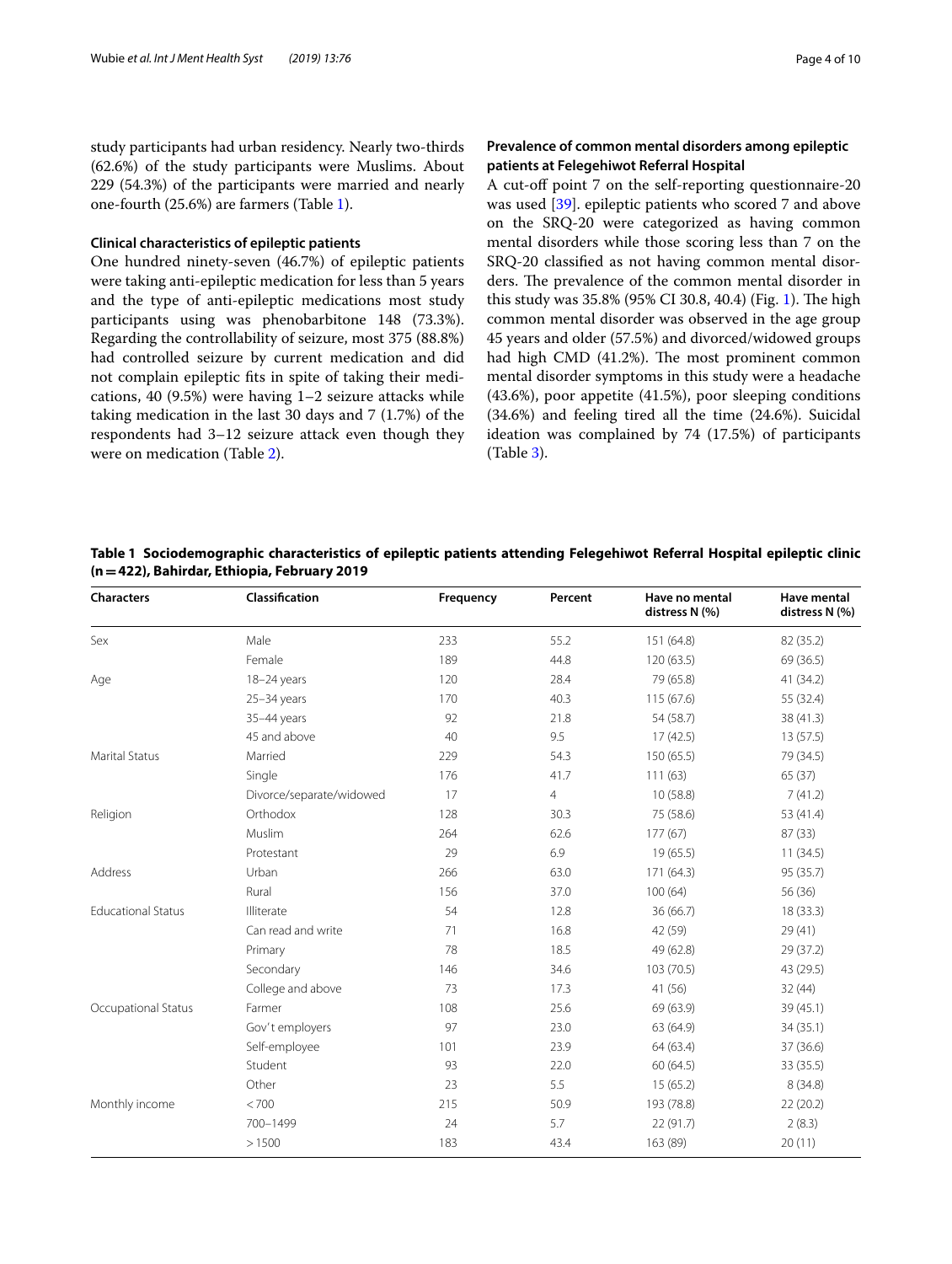study participants had urban residency. Nearly two-thirds (62.6%) of the study participants were Muslims. About 229 (54.3%) of the participants were married and nearly one-fourth (25.6%) are farmers (Table 1).

### Clinical characteristics of epileptic patients

One hundred ninety-seven (46.7%) of epileptic patients were taking anti-epileptic medication for less than 5 years and the type of anti-epileptic medications most study participants using was phenobarbitone 148 (73.3%). Regarding the controllability of seizure, most 375 (88.8%) had controlled seizure by current medication and did not complain epileptic fits in spite of taking their medications, 40 (9.5%) were having 1–2 seizure attacks while taking medication in the last 30 days and 7 (1.7%) of the respondents had 3–12 seizure attack even though they were on medication (Table 2).

### Prevalence of common mental disorders among epileptic patients at Felegehiwot Referral Hospital

A cut-off point 7 on the self-reporting questionnaire-20 was used [39]. epileptic patients who scored 7 and above on the SRQ-20 were categorized as having common mental disorders while those scoring less than 7 on the SRQ-20 classified as not having common mental disorders. The prevalence of the common mental disorder in this study was 35.8% (95% CI 30.8, 40.4) (Fig. 1). The high common mental disorder was observed in the age group 45 years and older (57.5%) and divorced/widowed groups had high CMD (41.2%). The most prominent common mental disorder symptoms in this study were a headache (43.6%), poor appetite (41.5%), poor sleeping conditions (34.6%) and feeling tired all the time (24.6%). Suicidal ideation was complained by 74 (17.5%) of participants (Table 3).

**Table 1 Sociodemographic characteristics of epileptic patients attending Felegehiwot Referral Hospital epileptic clinic (n = 422), Bahirdar, Ethiopia, February 2019**

| Characters | Classification | Frequency | Percent | Have no mental distress N (%) | Have mental distress N (%) |
|---|---|---|---|---|---|
| Sex | Male | 233 | 55.2 | 151 (64.8) | 82 (35.2) |
| | Female | 189 | 44.8 | 120 (63.5) | 69 (36.5) |
| Age | 18–24 years | 120 | 28.4 | 79 (65.8) | 41 (34.2) |
| | 25–34 years | 170 | 40.3 | 115 (67.6) | 55 (32.4) |
| | 35–44 years | 92 | 21.8 | 54 (58.7) | 38 (41.3) |
| | 45 and above | 40 | 9.5 | 17 (42.5) | 13 (57.5) |
| Marital Status | Married | 229 | 54.3 | 150 (65.5) | 79 (34.5) |
| | Single | 176 | 41.7 | 111 (63) | 65 (37) |
| | Divorce/separate/widowed | 17 | 4 | 10 (58.8) | 7 (41.2) |
| Religion | Orthodox | 128 | 30.3 | 75 (58.6) | 53 (41.4) |
| | Muslim | 264 | 62.6 | 177 (67) | 87 (33) |
| | Protestant | 29 | 6.9 | 19 (65.5) | 11 (34.5) |
| Address | Urban | 266 | 63.0 | 171 (64.3) | 95 (35.7) |
| | Rural | 156 | 37.0 | 100 (64) | 56 (36) |
| Educational Status | Illiterate | 54 | 12.8 | 36 (66.7) | 18 (33.3) |
| | Can read and write | 71 | 16.8 | 42 (59) | 29 (41) |
| | Primary | 78 | 18.5 | 49 (62.8) | 29 (37.2) |
| | Secondary | 146 | 34.6 | 103 (70.5) | 43 (29.5) |
| | College and above | 73 | 17.3 | 41 (56) | 32 (44) |
| Occupational Status | Farmer | 108 | 25.6 | 69 (63.9) | 39 (45.1) |
| | Gov't employers | 97 | 23.0 | 63 (64.9) | 34 (35.1) |
| | Self-employee | 101 | 23.9 | 64 (63.4) | 37 (36.6) |
| | Student | 93 | 22.0 | 60 (64.5) | 33 (35.5) |
| | Other | 23 | 5.5 | 15 (65.2) | 8 (34.8) |
| Monthly income | < 700 | 215 | 50.9 | 193 (78.8) | 22 (20.2) |
| | 700–1499 | 24 | 5.7 | 22 (91.7) | 2 (8.3) |
| | > 1500 | 183 | 43.4 | 163 (89) | 20 (11) |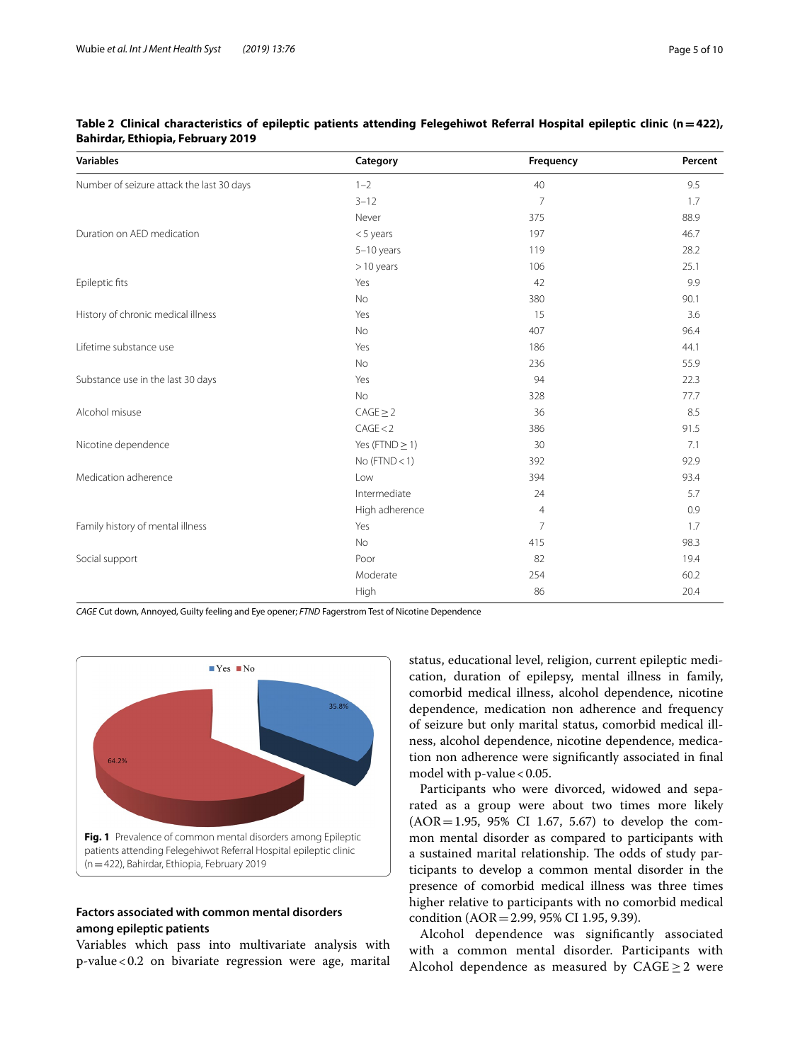**Table 2 Clinical characteristics of epileptic patients attending Felegehiwot Referral Hospital epileptic clinic (n = 422), Bahirdar, Ethiopia, February 2019**

| Variables | Category | Frequency | Percent |
|---|---|---|---|
| Number of seizure attack the last 30 days | 1–2 | 40 | 9.5 |
| | 3–12 | 7 | 1.7 |
| | Never | 375 | 88.9 |
| Duration on AED medication | < 5 years | 197 | 46.7 |
| | 5–10 years | 119 | 28.2 |
| | > 10 years | 106 | 25.1 |
| Epileptic fits | Yes | 42 | 9.9 |
| | No | 380 | 90.1 |
| History of chronic medical illness | Yes | 15 | 3.6 |
| | No | 407 | 96.4 |
| Lifetime substance use | Yes | 186 | 44.1 |
| | No | 236 | 55.9 |
| Substance use in the last 30 days | Yes | 94 | 22.3 |
| | No | 328 | 77.7 |
| Alcohol misuse | CAGE ≥ 2 | 36 | 8.5 |
| | CAGE < 2 | 386 | 91.5 |
| Nicotine dependence | Yes (FTND ≥ 1) | 30 | 7.1 |
| | No (FTND < 1) | 392 | 92.9 |
| Medication adherence | Low | 394 | 93.4 |
| | Intermediate | 24 | 5.7 |
| | High adherence | 4 | 0.9 |
| Family history of mental illness | Yes | 7 | 1.7 |
| | No | 415 | 98.3 |
| Social support | Poor | 82 | 19.4 |
| | Moderate | 254 | 60.2 |
| | High | 86 | 20.4 |

*CAGE* Cut down, Annoyed, Guilty feeling and Eye opener; *FTND* Fagerstrom Test of Nicotine Dependence

**Fig. 1** Prevalence of common mental disorders among Epileptic patients attending Felegehiwot Referral Hospital epileptic clinic (n = 422), Bahirdar, Ethiopia, February 2019

### Factors associated with common mental disorders among epileptic patients

Variables which pass into multivariate analysis with p-value < 0.2 on bivariate regression were age, marital status, educational level, religion, current epileptic medication, duration of epilepsy, mental illness in family, comorbid medical illness, alcohol dependence, nicotine dependence, medication non adherence and frequency of seizure but only marital status, comorbid medical illness, alcohol dependence, nicotine dependence, medication non adherence were significantly associated in final model with p-value < 0.05.

Participants who were divorced, widowed and separated as a group were about two times more likely (AOR = 1.95, 95% CI 1.67, 5.67) to develop the common mental disorder as compared to participants with a sustained marital relationship. The odds of study participants to develop a common mental disorder in the presence of comorbid medical illness was three times higher relative to participants with no comorbid medical condition (AOR = 2.99, 95% CI 1.95, 9.39).

Alcohol dependence was significantly associated with a common mental disorder. Participants with Alcohol dependence as measured by CAGE ≥ 2 were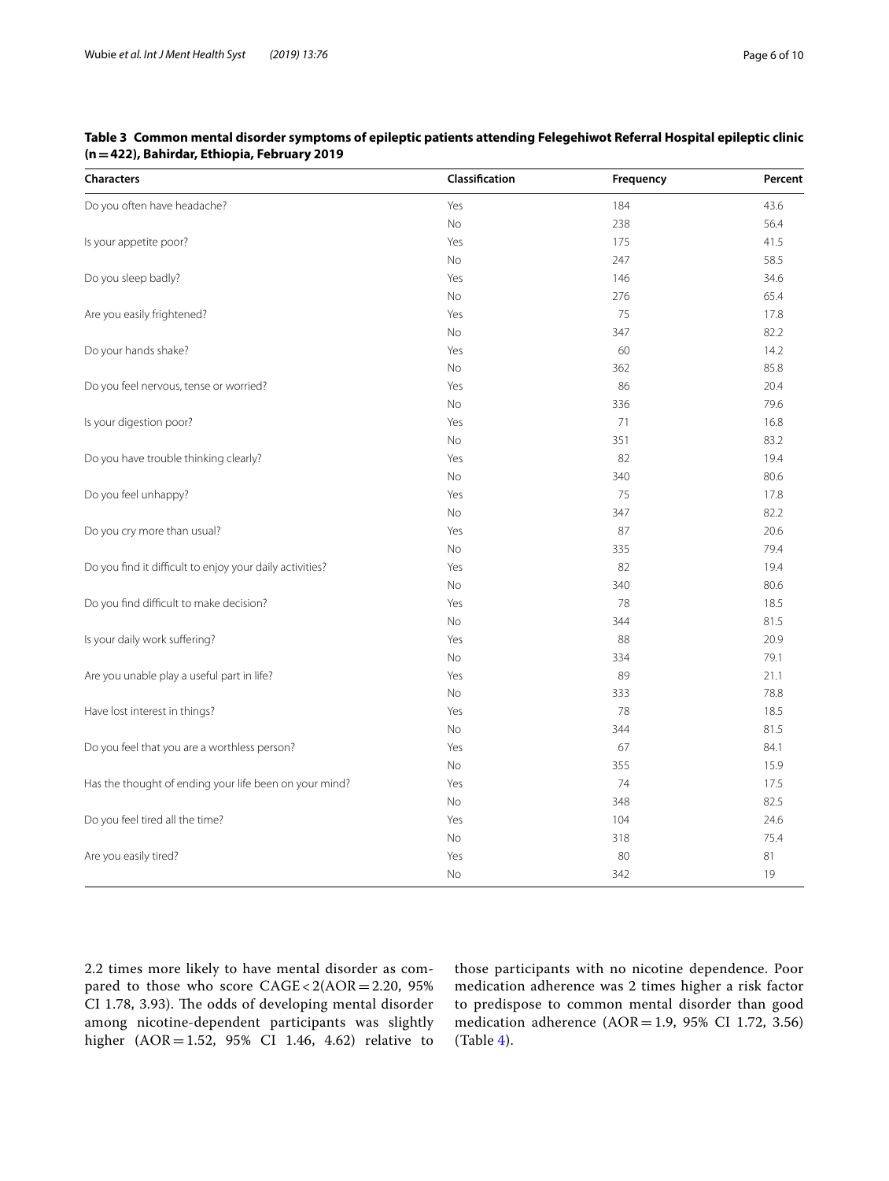**Table 3 Common mental disorder symptoms of epileptic patients attending Felegehiwot Referral Hospital epileptic clinic (n = 422), Bahirdar, Ethiopia, February 2019**

| Characters | Classification | Frequency | Percent |
|---|---|---|---|
| Do you often have headache? | Yes | 184 | 43.6 |
| | No | 238 | 56.4 |
| Is your appetite poor? | Yes | 175 | 41.5 |
| | No | 247 | 58.5 |
| Do you sleep badly? | Yes | 146 | 34.6 |
| | No | 276 | 65.4 |
| Are you easily frightened? | Yes | 75 | 17.8 |
| | No | 347 | 82.2 |
| Do your hands shake? | Yes | 60 | 14.2 |
| | No | 362 | 85.8 |
| Do you feel nervous, tense or worried? | Yes | 86 | 20.4 |
| | No | 336 | 79.6 |
| Is your digestion poor? | Yes | 71 | 16.8 |
| | No | 351 | 83.2 |
| Do you have trouble thinking clearly? | Yes | 82 | 19.4 |
| | No | 340 | 80.6 |
| Do you feel unhappy? | Yes | 75 | 17.8 |
| | No | 347 | 82.2 |
| Do you cry more than usual? | Yes | 87 | 20.6 |
| | No | 335 | 79.4 |
| Do you find it difficult to enjoy your daily activities? | Yes | 82 | 19.4 |
| | No | 340 | 80.6 |
| Do you find difficult to make decision? | Yes | 78 | 18.5 |
| | No | 344 | 81.5 |
| Is your daily work suffering? | Yes | 88 | 20.9 |
| | No | 334 | 79.1 |
| Are you unable play a useful part in life? | Yes | 89 | 21.1 |
| | No | 333 | 78.8 |
| Have lost interest in things? | Yes | 78 | 18.5 |
| | No | 344 | 81.5 |
| Do you feel that you are a worthless person? | Yes | 67 | 84.1 |
| | No | 355 | 15.9 |
| Has the thought of ending your life been on your mind? | Yes | 74 | 17.5 |
| | No | 348 | 82.5 |
| Do you feel tired all the time? | Yes | 104 | 24.6 |
| | No | 318 | 75.4 |
| Are you easily tired? | Yes | 80 | 81 |
| | No | 342 | 19 |

2.2 times more likely to have mental disorder as compared to those who score CAGE < 2(AOR = 2.20, 95% CI 1.78, 3.93). The odds of developing mental disorder among nicotine-dependent participants was slightly higher (AOR = 1.52, 95% CI 1.46, 4.62) relative to those participants with no nicotine dependence. Poor medication adherence was 2 times higher a risk factor to predispose to common mental disorder than good medication adherence (AOR = 1.9, 95% CI 1.72, 3.56) (Table 4).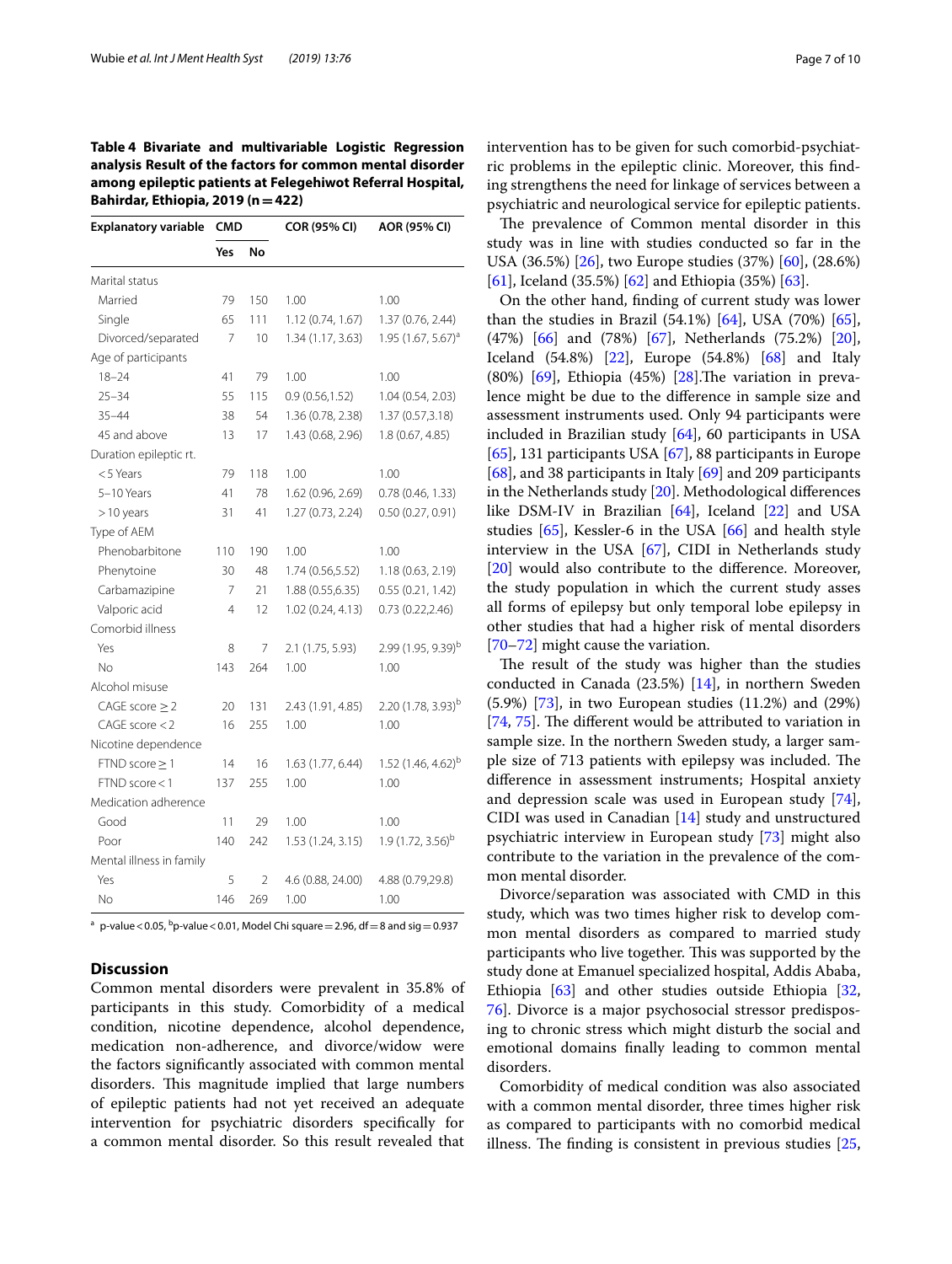**Table 4 Bivariate and multivariable Logistic Regression analysis Result of the factors for common mental disorder among epileptic patients at Felegehiwot Referral Hospital, Bahirdar, Ethiopia, 2019 (n = 422)**

| Explanatory variable | CMD | | COR (95% CI) | AOR (95% CI) |
|---|---|---|---|---|
| | Yes | No | | |
| Marital status | | | | |
| Married | 79 | 150 | 1.00 | 1.00 |
| Single | 65 | 111 | 1.12 (0.74, 1.67) | 1.37 (0.76, 2.44) |
| Divorced/separated | 7 | 10 | 1.34 (1.17, 3.63) | 1.95 (1.67, 5.67)[a] |
| Age of participants | | | | |
| 18–24 | 41 | 79 | 1.00 | 1.00 |
| 25–34 | 55 | 115 | 0.9 (0.56,1.52) | 1.04 (0.54, 2.03) |
| 35–44 | 38 | 54 | 1.36 (0.78, 2.38) | 1.37 (0.57,3.18) |
| 45 and above | 13 | 17 | 1.43 (0.68, 2.96) | 1.8 (0.67, 4.85) |
| Duration epileptic rt. | | | | |
| < 5 Years | 79 | 118 | 1.00 | 1.00 |
| 5–10 Years | 41 | 78 | 1.62 (0.96, 2.69) | 0.78 (0.46, 1.33) |
| > 10 years | 31 | 41 | 1.27 (0.73, 2.24) | 0.50 (0.27, 0.91) |
| Type of AEM | | | | |
| Phenobarbitone | 110 | 190 | 1.00 | 1.00 |
| Phenytoine | 30 | 48 | 1.74 (0.56,5.52) | 1.18 (0.63, 2.19) |
| Carbamazipine | 7 | 21 | 1.88 (0.55,6.35) | 0.55 (0.21, 1.42) |
| Valporic acid | 4 | 12 | 1.02 (0.24, 4.13) | 0.73 (0.22,2.46) |
| Comorbid illness | | | | |
| Yes | 8 | 7 | 2.1 (1.75, 5.93) | 2.99 (1.95, 9.39)[b] |
| No | 143 | 264 | 1.00 | 1.00 |
| Alcohol misuse | | | | |
| CAGE score ≥ 2 | 20 | 131 | 2.43 (1.91, 4.85) | 2.20 (1.78, 3.93)[b] |
| CAGE score < 2 | 16 | 255 | 1.00 | 1.00 |
| Nicotine dependence | | | | |
| FTND score ≥ 1 | 14 | 16 | 1.63 (1.77, 6.44) | 1.52 (1.46, 4.62)[b] |
| FTND score < 1 | 137 | 255 | 1.00 | 1.00 |
| Medication adherence | | | | |
| Good | 11 | 29 | 1.00 | 1.00 |
| Poor | 140 | 242 | 1.53 (1.24, 3.15) | 1.9 (1.72, 3.56)[b] |
| Mental illness in family | | | | |
| Yes | 5 | 2 | 4.6 (0.88, 24.00) | 4.88 (0.79,29.8) |
| No | 146 | 269 | 1.00 | 1.00 |

[a] p-value < 0.05, [b] p-value < 0.01, Model Chi square = 2.96, df = 8 and sig = 0.937

## Discussion

Common mental disorders were prevalent in 35.8% of participants in this study. Comorbidity of a medical condition, nicotine dependence, alcohol dependence, medication non-adherence, and divorce/widow were the factors significantly associated with common mental disorders. This magnitude implied that large numbers of epileptic patients had not yet received an adequate intervention for psychiatric disorders specifically for a common mental disorder. So this result revealed that intervention has to be given for such comorbid-psychiatric problems in the epileptic clinic. Moreover, this finding strengthens the need for linkage of services between a psychiatric and neurological service for epileptic patients.

The prevalence of Common mental disorder in this study was in line with studies conducted so far in the USA (36.5%) [26], two Europe studies (37%) [60], (28.6%) [61], Iceland (35.5%) [62] and Ethiopia (35%) [63].

On the other hand, finding of current study was lower than the studies in Brazil (54.1%) [64], USA (70%) [65], (47%) [66] and (78%) [67], Netherlands (75.2%) [20], Iceland (54.8%) [22], Europe (54.8%) [68] and Italy (80%) [69], Ethiopia (45%) [28].The variation in prevalence might be due to the difference in sample size and assessment instruments used. Only 94 participants were included in Brazilian study [64], 60 participants in USA [65], 131 participants USA [67], 88 participants in Europe [68], and 38 participants in Italy [69] and 209 participants in the Netherlands study [20]. Methodological differences like DSM-IV in Brazilian [64], Iceland [22] and USA studies [65], Kessler-6 in the USA [66] and health style interview in the USA [67], CIDI in Netherlands study [20] would also contribute to the difference. Moreover, the study population in which the current study asses all forms of epilepsy but only temporal lobe epilepsy in other studies that had a higher risk of mental disorders [70–72] might cause the variation.

The result of the study was higher than the studies conducted in Canada (23.5%) [14], in northern Sweden (5.9%) [73], in two European studies (11.2%) and (29%) [74, 75]. The different would be attributed to variation in sample size. In the northern Sweden study, a larger sample size of 713 patients with epilepsy was included. The difference in assessment instruments; Hospital anxiety and depression scale was used in European study [74], CIDI was used in Canadian [14] study and unstructured psychiatric interview in European study [73] might also contribute to the variation in the prevalence of the common mental disorder.

Divorce/separation was associated with CMD in this study, which was two times higher risk to develop common mental disorders as compared to married study participants who live together. This was supported by the study done at Emanuel specialized hospital, Addis Ababa, Ethiopia [63] and other studies outside Ethiopia [32, 76]. Divorce is a major psychosocial stressor predisposing to chronic stress which might disturb the social and emotional domains finally leading to common mental disorders.

Comorbidity of medical condition was also associated with a common mental disorder, three times higher risk as compared to participants with no comorbid medical illness. The finding is consistent in previous studies [25,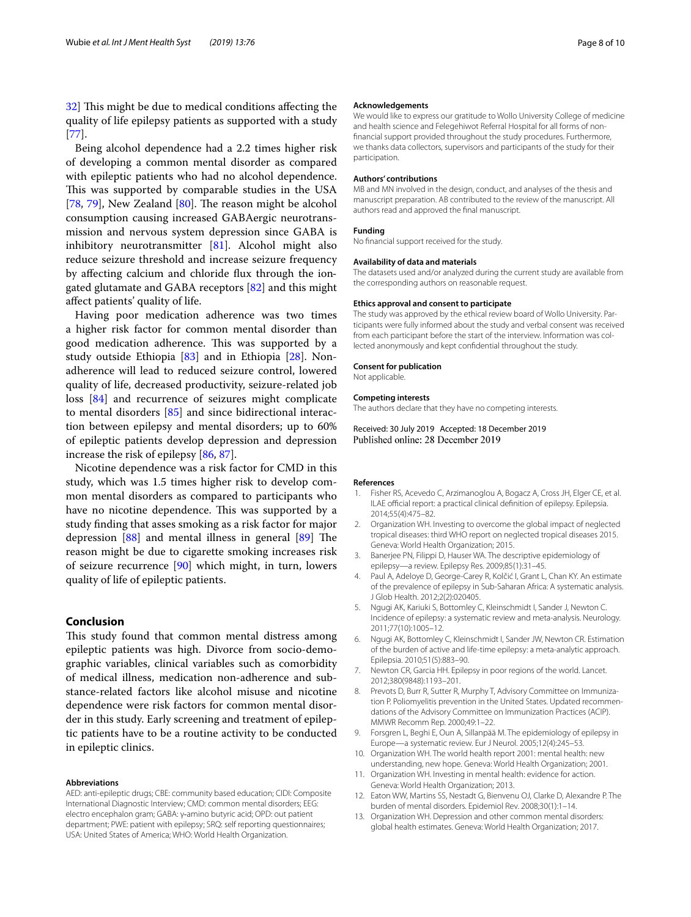32] This might be due to medical conditions affecting the quality of life epilepsy patients as supported with a study [77].

Being alcohol dependence had a 2.2 times higher risk of developing a common mental disorder as compared with epileptic patients who had no alcohol dependence. This was supported by comparable studies in the USA [78, 79], New Zealand [80]. The reason might be alcohol consumption causing increased GABAergic neurotransmission and nervous system depression since GABA is inhibitory neurotransmitter [81]. Alcohol might also reduce seizure threshold and increase seizure frequency by affecting calcium and chloride flux through the ion-gated glutamate and GABA receptors [82] and this might affect patients' quality of life.

Having poor medication adherence was two times a higher risk factor for common mental disorder than good medication adherence. This was supported by a study outside Ethiopia [83] and in Ethiopia [28]. Non-adherence will lead to reduced seizure control, lowered quality of life, decreased productivity, seizure-related job loss [84] and recurrence of seizures might complicate to mental disorders [85] and since bidirectional interaction between epilepsy and mental disorders; up to 60% of epileptic patients develop depression and depression increase the risk of epilepsy [86, 87].

Nicotine dependence was a risk factor for CMD in this study, which was 1.5 times higher risk to develop common mental disorders as compared to participants who have no nicotine dependence. This was supported by a study finding that asses smoking as a risk factor for major depression [88] and mental illness in general [89] The reason might be due to cigarette smoking increases risk of seizure recurrence [90] which might, in turn, lowers quality of life of epileptic patients.

## Conclusion

This study found that common mental distress among epileptic patients was high. Divorce from socio-demographic variables, clinical variables such as comorbidity of medical illness, medication non-adherence and substance-related factors like alcohol misuse and nicotine dependence were risk factors for common mental disorder in this study. Early screening and treatment of epileptic patients have to be a routine activity to be conducted in epileptic clinics.

#### Abbreviations

AED: anti-epileptic drugs; CBE: community based education; CIDI: Composite International Diagnostic Interview; CMD: common mental disorders; EEG: electro encephalon gram; GABA: γ-amino butyric acid; OPD: out patient department; PWE: patient with epilepsy; SRQ: self reporting questionnaires; USA: United States of America; WHO: World Health Organization.

#### Acknowledgements

We would like to express our gratitude to Wollo University College of medicine and health science and Felegehiwot Referral Hospital for all forms of non-financial support provided throughout the study procedures. Furthermore, we thanks data collectors, supervisors and participants of the study for their participation.

#### Authors' contributions

MB and MN involved in the design, conduct, and analyses of the thesis and manuscript preparation. AB contributed to the review of the manuscript. All authors read and approved the final manuscript.

#### Funding

No financial support received for the study.

#### Availability of data and materials

The datasets used and/or analyzed during the current study are available from the corresponding authors on reasonable request.

#### Ethics approval and consent to participate

The study was approved by the ethical review board of Wollo University. Participants were fully informed about the study and verbal consent was received from each participant before the start of the interview. Information was collected anonymously and kept confidential throughout the study.

#### Consent for publication

Not applicable.

#### Competing interests

The authors declare that they have no competing interests.

Received: 30 July 2019 Accepted: 18 December 2019
Published online: 28 December 2019

#### References

1. Fisher RS, Acevedo C, Arzimanoglou A, Bogacz A, Cross JH, Elger CE, et al. ILAE official report: a practical clinical definition of epilepsy. Epilepsia. 2014;55(4):475–82.
2. Organization WH. Investing to overcome the global impact of neglected tropical diseases: third WHO report on neglected tropical diseases 2015. Geneva: World Health Organization; 2015.
3. Banerjee PN, Filippi D, Hauser WA. The descriptive epidemiology of epilepsy—a review. Epilepsy Res. 2009;85(1):31–45.
4. Paul A, Adeloye D, George-Carey R, Kolčić I, Grant L, Chan KY. An estimate of the prevalence of epilepsy in Sub-Saharan Africa: A systematic analysis. J Glob Health. 2012;2(2):020405.
5. Ngugi AK, Kariuki S, Bottomley C, Kleinschmidt I, Sander J, Newton C. Incidence of epilepsy: a systematic review and meta-analysis. Neurology. 2011;77(10):1005–12.
6. Ngugi AK, Bottomley C, Kleinschmidt I, Sander JW, Newton CR. Estimation of the burden of active and life-time epilepsy: a meta-analytic approach. Epilepsia. 2010;51(5):883–90.
7. Newton CR, Garcia HH. Epilepsy in poor regions of the world. Lancet. 2012;380(9848):1193–201.
8. Prevots D, Burr R, Sutter R, Murphy T, Advisory Committee on Immunization P. Poliomyelitis prevention in the United States. Updated recommendations of the Advisory Committee on Immunization Practices (ACIP). MMWR Recomm Rep. 2000;49:1–22.
9. Forsgren L, Beghi E, Oun A, Sillanpää M. The epidemiology of epilepsy in Europe—a systematic review. Eur J Neurol. 2005;12(4):245–53.
10. Organization WH. The world health report 2001: mental health: new understanding, new hope. Geneva: World Health Organization; 2001.
11. Organization WH. Investing in mental health: evidence for action. Geneva: World Health Organization; 2013.
12. Eaton WW, Martins SS, Nestadt G, Bienvenu OJ, Clarke D, Alexandre P. The burden of mental disorders. Epidemiol Rev. 2008;30(1):1–14.
13. Organization WH. Depression and other common mental disorders: global health estimates. Geneva: World Health Organization; 2017.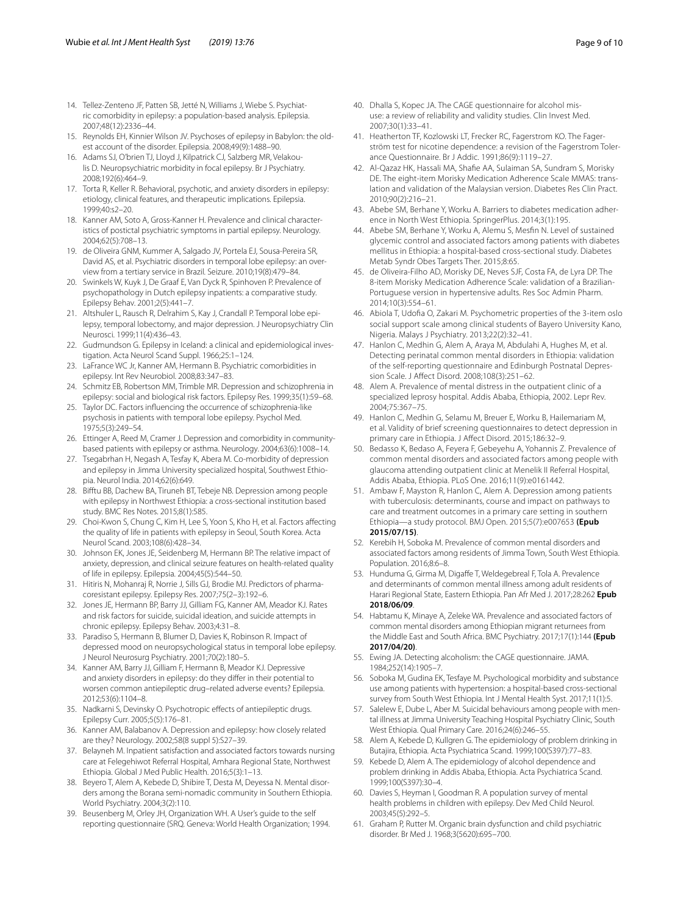14. Tellez-Zenteno JF, Patten SB, Jetté N, Williams J, Wiebe S. Psychiatric comorbidity in epilepsy: a population-based analysis. Epilepsia. 2007;48(12):2336–44.
15. Reynolds EH, Kinnier Wilson JV. Psychoses of epilepsy in Babylon: the oldest account of the disorder. Epilepsia. 2008;49(9):1488–90.
16. Adams SJ, O'brien TJ, Lloyd J, Kilpatrick CJ, Salzberg MR, Velakoulis D. Neuropsychiatric morbidity in focal epilepsy. Br J Psychiatry. 2008;192(6):464–9.
17. Torta R, Keller R. Behavioral, psychotic, and anxiety disorders in epilepsy: etiology, clinical features, and therapeutic implications. Epilepsia. 1999;40:s2–20.
18. Kanner AM, Soto A, Gross-Kanner H. Prevalence and clinical characteristics of postictal psychiatric symptoms in partial epilepsy. Neurology. 2004;62(5):708–13.
19. de Oliveira GNM, Kummer A, Salgado JV, Portela EJ, Sousa-Pereira SR, David AS, et al. Psychiatric disorders in temporal lobe epilepsy: an overview from a tertiary service in Brazil. Seizure. 2010;19(8):479–84.
20. Swinkels W, Kuyk J, De Graaf E, Van Dyck R, Spinhoven P. Prevalence of psychopathology in Dutch epilepsy inpatients: a comparative study. Epilepsy Behav. 2001;2(5):441–7.
21. Altshuler L, Rausch R, Delrahim S, Kay J, Crandall P. Temporal lobe epilepsy, temporal lobectomy, and major depression. J Neuropsychiatry Clin Neurosci. 1999;11(4):436–43.
22. Gudmundson G. Epilepsy in Iceland: a clinical and epidemiological investigation. Acta Neurol Scand Suppl. 1966;25:1–124.
23. LaFrance WC Jr, Kanner AM, Hermann B. Psychiatric comorbidities in epilepsy. Int Rev Neurobiol. 2008;83:347–83.
24. Schmitz EB, Robertson MM, Trimble MR. Depression and schizophrenia in epilepsy: social and biological risk factors. Epilepsy Res. 1999;35(1):59–68.
25. Taylor DC. Factors influencing the occurrence of schizophrenia-like psychosis in patients with temporal lobe epilepsy. Psychol Med. 1975;5(3):249–54.
26. Ettinger A, Reed M, Cramer J. Depression and comorbidity in community-based patients with epilepsy or asthma. Neurology. 2004;63(6):1008–14.
27. Tsegabrhan H, Negash A, Tesfay K, Abera M. Co-morbidity of depression and epilepsy in Jimma University specialized hospital, Southwest Ethiopia. Neurol India. 2014;62(6):649.
28. Bifftu BB, Dachew BA, Tiruneh BT, Tebeje NB. Depression among people with epilepsy in Northwest Ethiopia: a cross-sectional institution based study. BMC Res Notes. 2015;8(1):585.
29. Choi-Kwon S, Chung C, Kim H, Lee S, Yoon S, Kho H, et al. Factors affecting the quality of life in patients with epilepsy in Seoul, South Korea. Acta Neurol Scand. 2003;108(6):428–34.
30. Johnson EK, Jones JE, Seidenberg M, Hermann BP. The relative impact of anxiety, depression, and clinical seizure features on health-related quality of life in epilepsy. Epilepsia. 2004;45(5):544–50.
31. Hitiris N, Mohanraj R, Norrie J, Sills GJ, Brodie MJ. Predictors of pharmacoresistant epilepsy. Epilepsy Res. 2007;75(2–3):192–6.
32. Jones JE, Hermann BP, Barry JJ, Gilliam FG, Kanner AM, Meador KJ. Rates and risk factors for suicide, suicidal ideation, and suicide attempts in chronic epilepsy. Epilepsy Behav. 2003;4:31–8.
33. Paradiso S, Hermann B, Blumer D, Davies K, Robinson R. Impact of depressed mood on neuropsychological status in temporal lobe epilepsy. J Neurol Neurosurg Psychiatry. 2001;70(2):180–5.
34. Kanner AM, Barry JJ, Gilliam F, Hermann B, Meador KJ. Depressive and anxiety disorders in epilepsy: do they differ in their potential to worsen common antiepileptic drug–related adverse events? Epilepsia. 2012;53(6):1104–8.
35. Nadkarni S, Devinsky O. Psychotropic effects of antiepileptic drugs. Epilepsy Curr. 2005;5(5):176–81.
36. Kanner AM, Balabanov A. Depression and epilepsy: how closely related are they? Neurology. 2002;58(8 suppl 5):S27–39.
37. Belayneh M. Inpatient satisfaction and associated factors towards nursing care at Felegehiwot Referral Hospital, Amhara Regional State, Northwest Ethiopia. Global J Med Public Health. 2016;5(3):1–13.
38. Beyero T, Alem A, Kebede D, Shibire T, Desta M, Deyessa N. Mental disorders among the Borana semi-nomadic community in Southern Ethiopia. World Psychiatry. 2004;3(2):110.
39. Beusenberg M, Orley JH, Organization WH. A User's guide to the self reporting questionnaire (SRQ. Geneva: World Health Organization; 1994.
40. Dhalla S, Kopec JA. The CAGE questionnaire for alcohol misuse: a review of reliability and validity studies. Clin Invest Med. 2007;30(1):33–41.
41. Heatherton TF, Kozlowski LT, Frecker RC, Fagerstrom KO. The Fagerström test for nicotine dependence: a revision of the Fagerstrom Tolerance Questionnaire. Br J Addic. 1991;86(9):1119–27.
42. Al-Qazaz HK, Hassali MA, Shafie AA, Sulaiman SA, Sundram S, Morisky DE. The eight-item Morisky Medication Adherence Scale MMAS: translation and validation of the Malaysian version. Diabetes Res Clin Pract. 2010;90(2):216–21.
43. Abebe SM, Berhane Y, Worku A. Barriers to diabetes medication adherence in North West Ethiopia. SpringerPlus. 2014;3(1):195.
44. Abebe SM, Berhane Y, Worku A, Alemu S, Mesfin N. Level of sustained glycemic control and associated factors among patients with diabetes mellitus in Ethiopia: a hospital-based cross-sectional study. Diabetes Metab Syndr Obes Targets Ther. 2015;8:65.
45. de Oliveira-Filho AD, Morisky DE, Neves SJF, Costa FA, de Lyra DP. The 8-item Morisky Medication Adherence Scale: validation of a Brazilian-Portuguese version in hypertensive adults. Res Soc Admin Pharm. 2014;10(3):554–61.
46. Abiola T, Udofia O, Zakari M. Psychometric properties of the 3-item oslo social support scale among clinical students of Bayero University Kano, Nigeria. Malays J Psychiatry. 2013;22(2):32–41.
47. Hanlon C, Medhin G, Alem A, Araya M, Abdulahi A, Hughes M, et al. Detecting perinatal common mental disorders in Ethiopia: validation of the self-reporting questionnaire and Edinburgh Postnatal Depression Scale. J Affect Disord. 2008;108(3):251–62.
48. Alem A. Prevalence of mental distress in the outpatient clinic of a specialized leprosy hospital. Addis Ababa, Ethiopia, 2002. Lepr Rev. 2004;75:367–75.
49. Hanlon C, Medhin G, Selamu M, Breuer E, Worku B, Hailemariam M, et al. Validity of brief screening questionnaires to detect depression in primary care in Ethiopia. J Affect Disord. 2015;186:32–9.
50. Bedasso K, Bedaso A, Feyera F, Gebeyehu A, Yohannis Z. Prevalence of common mental disorders and associated factors among people with glaucoma attending outpatient clinic at Menelik II Referral Hospital, Addis Ababa, Ethiopia. PLoS One. 2016;11(9):e0161442.
51. Ambaw F, Mayston R, Hanlon C, Alem A. Depression among patients with tuberculosis: determinants, course and impact on pathways to care and treatment outcomes in a primary care setting in southern Ethiopia—a study protocol. BMJ Open. 2015;5(7):e007653 **(Epub 2015/07/15)**.
52. Kerebih H, Soboka M. Prevalence of common mental disorders and associated factors among residents of Jimma Town, South West Ethiopia. Population. 2016;8:6–8.
53. Hunduma G, Girma M, Digaffe T, Weldegebreal F, Tola A. Prevalence and determinants of common mental illness among adult residents of Harari Regional State, Eastern Ethiopia. Pan Afr Med J. 2017;28:262 **Epub 2018/06/09**.
54. Habtamu K, Minaye A, Zeleke WA. Prevalence and associated factors of common mental disorders among Ethiopian migrant returnees from the Middle East and South Africa. BMC Psychiatry. 2017;17(1):144 **(Epub 2017/04/20)**.
55. Ewing JA. Detecting alcoholism: the CAGE questionnaire. JAMA. 1984;252(14):1905–7.
56. Soboka M, Gudina EK, Tesfaye M. Psychological morbidity and substance use among patients with hypertension: a hospital-based cross-sectional survey from South West Ethiopia. Int J Mental Health Syst. 2017;11(1):5.
57. Salelew E, Dube L, Aber M. Suicidal behaviours among people with mental illness at Jimma University Teaching Hospital Psychiatry Clinic, South West Ethiopia. Qual Primary Care. 2016;24(6):246–55.
58. Alem A, Kebede D, Kullgren G. The epidemiology of problem drinking in Butajira, Ethiopia. Acta Psychiatrica Scand. 1999;100(S397):77–83.
59. Kebede D, Alem A. The epidemiology of alcohol dependence and problem drinking in Addis Ababa, Ethiopia. Acta Psychiatrica Scand. 1999;100(S397):30–4.
60. Davies S, Heyman I, Goodman R. A population survey of mental health problems in children with epilepsy. Dev Med Child Neurol. 2003;45(5):292–5.
61. Graham P, Rutter M. Organic brain dysfunction and child psychiatric disorder. Br Med J. 1968;3(5620):695–700.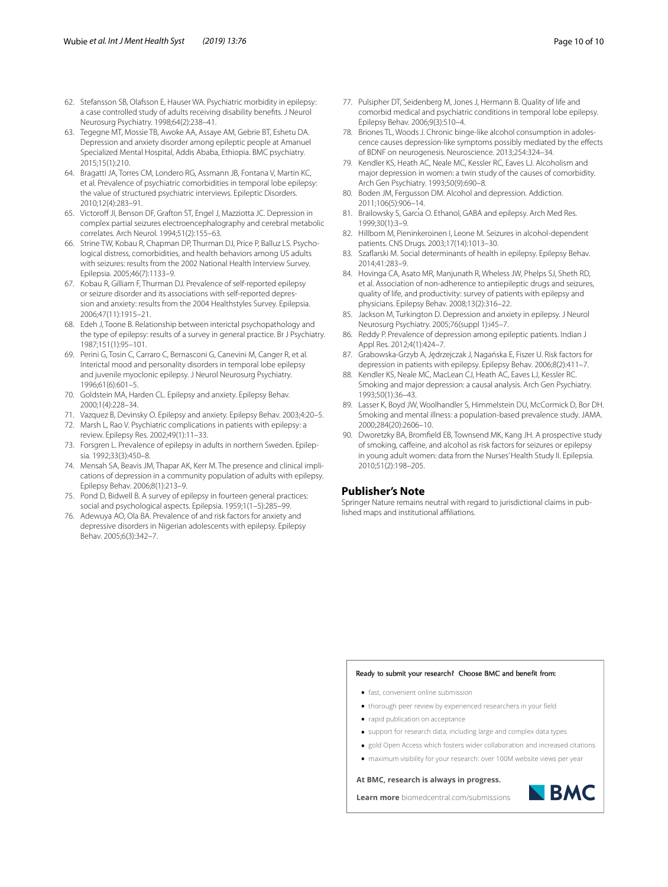62. Stefansson SB, Olafsson E, Hauser WA. Psychiatric morbidity in epilepsy: a case controlled study of adults receiving disability benefits. J Neurol Neurosurg Psychiatry. 1998;64(2):238–41.
63. Tegegne MT, Mossie TB, Awoke AA, Assaye AM, Gebrie BT, Eshetu DA. Depression and anxiety disorder among epileptic people at Amanuel Specialized Mental Hospital, Addis Ababa, Ethiopia. BMC psychiatry. 2015;15(1):210.
64. Bragatti JA, Torres CM, Londero RG, Assmann JB, Fontana V, Martin KC, et al. Prevalence of psychiatric comorbidities in temporal lobe epilepsy: the value of structured psychiatric interviews. Epileptic Disorders. 2010;12(4):283–91.
65. Victoroff JI, Benson DF, Grafton ST, Engel J, Mazziotta JC. Depression in complex partial seizures electroencephalography and cerebral metabolic correlates. Arch Neurol. 1994;51(2):155–63.
66. Strine TW, Kobau R, Chapman DP, Thurman DJ, Price P, Balluz LS. Psychological distress, comorbidities, and health behaviors among US adults with seizures: results from the 2002 National Health Interview Survey. Epilepsia. 2005;46(7):1133–9.
67. Kobau R, Gilliam F, Thurman DJ. Prevalence of self-reported epilepsy or seizure disorder and its associations with self-reported depression and anxiety: results from the 2004 Healthstyles Survey. Epilepsia. 2006;47(11):1915–21.
68. Edeh J, Toone B. Relationship between interictal psychopathology and the type of epilepsy: results of a survey in general practice. Br J Psychiatry. 1987;151(1):95–101.
69. Perini G, Tosin C, Carraro C, Bernasconi G, Canevini M, Canger R, et al. Interictal mood and personality disorders in temporal lobe epilepsy and juvenile myoclonic epilepsy. J Neurol Neurosurg Psychiatry. 1996;61(6):601–5.
70. Goldstein MA, Harden CL. Epilepsy and anxiety. Epilepsy Behav. 2000;1(4):228–34.
71. Vazquez B, Devinsky O. Epilepsy and anxiety. Epilepsy Behav. 2003;4:20–5.
72. Marsh L, Rao V. Psychiatric complications in patients with epilepsy: a review. Epilepsy Res. 2002;49(1):11–33.
73. Forsgren L. Prevalence of epilepsy in adults in northern Sweden. Epilepsia. 1992;33(3):450–8.
74. Mensah SA, Beavis JM, Thapar AK, Kerr M. The presence and clinical implications of depression in a community population of adults with epilepsy. Epilepsy Behav. 2006;8(1):213–9.
75. Pond D, Bidwell B. A survey of epilepsy in fourteen general practices: social and psychological aspects. Epilepsia. 1959;1(1–5):285–99.
76. Adewuya AO, Ola BA. Prevalence of and risk factors for anxiety and depressive disorders in Nigerian adolescents with epilepsy. Epilepsy Behav. 2005;6(3):342–7.
77. Pulsipher DT, Seidenberg M, Jones J, Hermann B. Quality of life and comorbid medical and psychiatric conditions in temporal lobe epilepsy. Epilepsy Behav. 2006;9(3):510–4.
78. Briones TL, Woods J. Chronic binge-like alcohol consumption in adolescence causes depression-like symptoms possibly mediated by the effects of BDNF on neurogenesis. Neuroscience. 2013;254:324–34.
79. Kendler KS, Heath AC, Neale MC, Kessler RC, Eaves LJ. Alcoholism and major depression in women: a twin study of the causes of comorbidity. Arch Gen Psychiatry. 1993;50(9):690–8.
80. Boden JM, Fergusson DM. Alcohol and depression. Addiction. 2011;106(5):906–14.
81. Brailowsky S, García O. Ethanol, GABA and epilepsy. Arch Med Res. 1999;30(1):3–9.
82. Hillbom M, Pieninkeroinen I, Leone M. Seizures in alcohol-dependent patients. CNS Drugs. 2003;17(14):1013–30.
83. Szaflarski M. Social determinants of health in epilepsy. Epilepsy Behav. 2014;41:283–9.
84. Hovinga CA, Asato MR, Manjunath R, Wheless JW, Phelps SJ, Sheth RD, et al. Association of non-adherence to antiepileptic drugs and seizures, quality of life, and productivity: survey of patients with epilepsy and physicians. Epilepsy Behav. 2008;13(2):316–22.
85. Jackson M, Turkington D. Depression and anxiety in epilepsy. J Neurol Neurosurg Psychiatry. 2005;76(suppl 1):i45–7.
86. Reddy P. Prevalence of depression among epileptic patients. Indian J Appl Res. 2012;4(1):424–7.
87. Grabowska-Grzyb A, Jędrzejczak J, Nagańska E, Fiszer U. Risk factors for depression in patients with epilepsy. Epilepsy Behav. 2006;8(2):411–7.
88. Kendler KS, Neale MC, MacLean CJ, Heath AC, Eaves LJ, Kessler RC. Smoking and major depression: a causal analysis. Arch Gen Psychiatry. 1993;50(1):36–43.
89. Lasser K, Boyd JW, Woolhandler S, Himmelstein DU, McCormick D, Bor DH. Smoking and mental illness: a population-based prevalence study. JAMA. 2000;284(20):2606–10.
90. Dworetzky BA, Bromfield EB, Townsend MK, Kang JH. A prospective study of smoking, caffeine, and alcohol as risk factors for seizures or epilepsy in young adult women: data from the Nurses' Health Study II. Epilepsia. 2010;51(2):198–205.

## Publisher's Note

Springer Nature remains neutral with regard to jurisdictional claims in published maps and institutional affiliations.

Ready to submit your research? Choose BMC and benefit from:

- fast, convenient online submission
- thorough peer review by experienced researchers in your field
- rapid publication on acceptance
- support for research data, including large and complex data types
- gold Open Access which fosters wider collaboration and increased citations
- maximum visibility for your research: over 100M website views per year

**At BMC, research is always in progress.**

**Learn more** biomedcentral.com/submissions

BMC